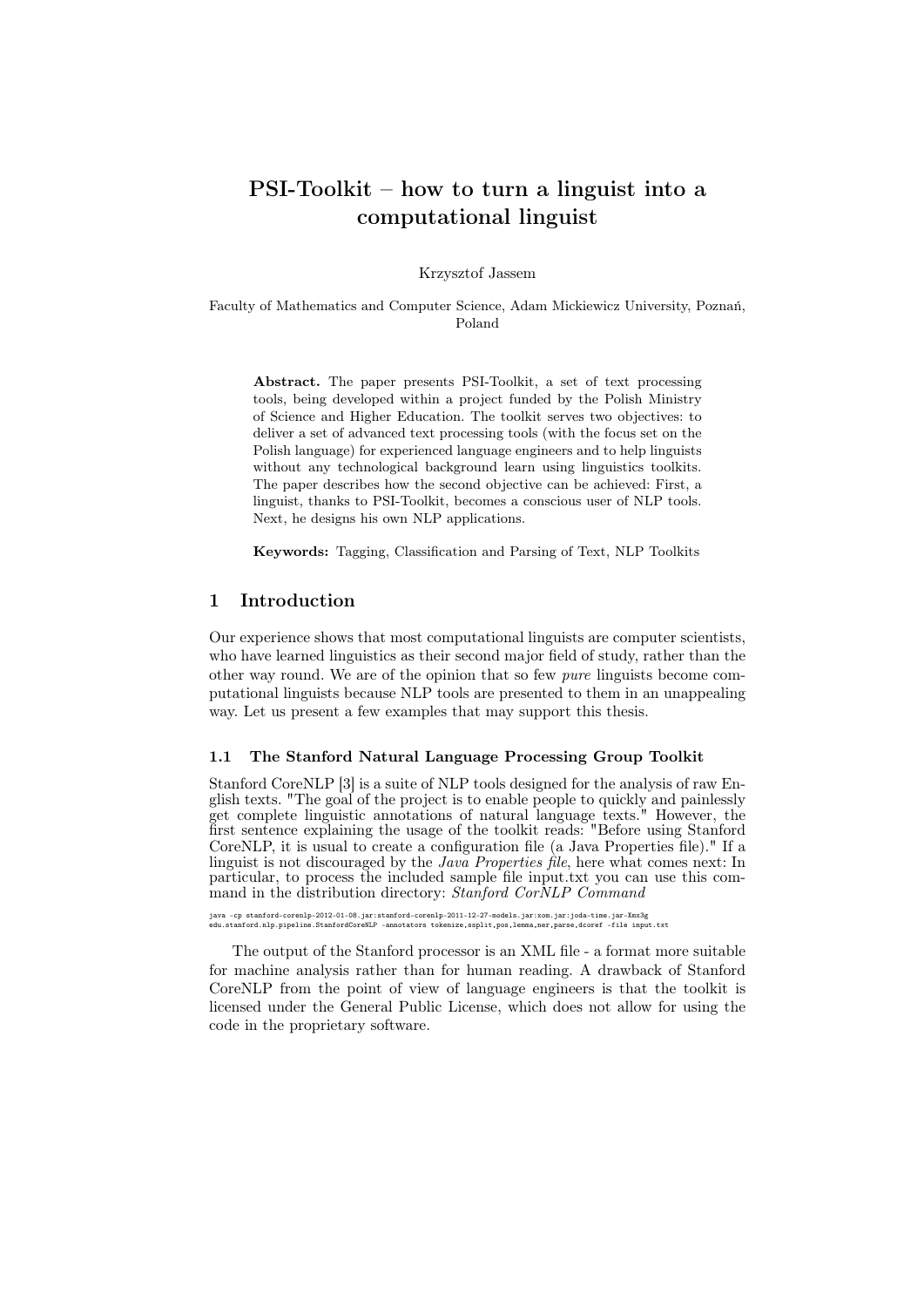# PSI-Toolkit – how to turn a linguist into a computational linguist

Krzysztof Jassem

Faculty of Mathematics and Computer Science, Adam Mickiewicz University, Poznań, Poland

**Abstract.** The paper presents PSI-Toolkit, a set of text processing tools, being developed within a project funded by the Polish Ministry of Science and Higher Education. The toolkit serves two objectives: to deliver a set of advanced text processing tools (with the focus set on the Polish language) for experienced language engineers and to help linguists without any technological background learn using linguistics toolkits. The paper describes how the second objective can be achieved: First, a linguist, thanks to PSI-Toolkit, becomes a conscious user of NLP tools. Next, he designs his own NLP applications.

**Keywords:** Tagging, Classification and Parsing of Text, NLP Toolkits

## 1 Introduction

Our experience shows that most computational linguists are computer scientists, who have learned linguistics as their second major field of study, rather than the other way round. We are of the opinion that so few *pure* linguists become computational linguists because NLP tools are presented to them in an unappealing way. Let us present a few examples that may support this thesis.

### 1.1 The Stanford Natural Language Processing Group Toolkit

Stanford CoreNLP [3] is a suite of NLP tools designed for the analysis of raw English texts. "The goal of the project is to enable people to quickly and painlessly get complete linguistic annotations of natural language texts." However, the first sentence explaining the usage of the toolkit reads: "Before using Stanford CoreNLP, it is usual to create a configuration file (a Java Properties file)." If a linguist is not discouraged by the *Java Properties file*, here what comes next: In particular, to process the included sample file input.txt you can use this command in the distribution directory: *Stanford CorNLP Command*

```
java -cp stanford-corenlp-2012-01-08.jar:stanford-corenlp-2011-12-27-models.jar:xom.jar:joda-time.jar-Xmx3g
edu.stanford.nlp.pipeline.StanfordCoreNLP -annotators tokenize,ssplit,pos,lemma,ner,parse,dcoref -file input.txt
```

The output of the Stanford processor is an XML file - a format more suitable for machine analysis rather than for human reading. A drawback of Stanford CoreNLP from the point of view of language engineers is that the toolkit is licensed under the General Public License, which does not allow for using the code in the proprietary software.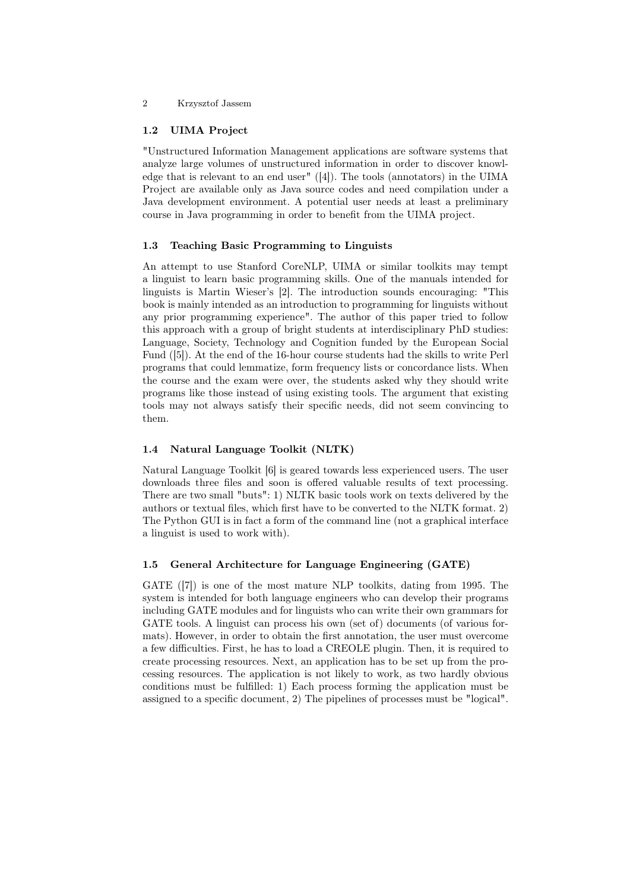### 1.2 UIMA Project

"Unstructured Information Management applications are software systems that analyze large volumes of unstructured information in order to discover knowledge that is relevant to an end user" ([4]). The tools (annotators) in the UIMA Project are available only as Java source codes and need compilation under a Java development environment. A potential user needs at least a preliminary course in Java programming in order to benefit from the UIMA project.

### 1.3 Teaching Basic Programming to Linguists

An attempt to use Stanford CoreNLP, UIMA or similar toolkits may tempt a linguist to learn basic programming skills. One of the manuals intended for linguists is Martin Wieser's [2]. The introduction sounds encouraging: "This book is mainly intended as an introduction to programming for linguists without any prior programming experience". The author of this paper tried to follow this approach with a group of bright students at interdisciplinary PhD studies: Language, Society, Technology and Cognition funded by the European Social Fund ([5]). At the end of the 16-hour course students had the skills to write Perl programs that could lemmatize, form frequency lists or concordance lists. When the course and the exam were over, the students asked why they should write programs like those instead of using existing tools. The argument that existing tools may not always satisfy their specific needs, did not seem convincing to them.

### 1.4 Natural Language Toolkit (NLTK)

Natural Language Toolkit [6] is geared towards less experienced users. The user downloads three files and soon is offered valuable results of text processing. There are two small "buts": 1) NLTK basic tools work on texts delivered by the authors or textual files, which first have to be converted to the NLTK format. 2) The Python GUI is in fact a form of the command line (not a graphical interface a linguist is used to work with).

### 1.5 General Architecture for Language Engineering (GATE)

GATE ([7]) is one of the most mature NLP toolkits, dating from 1995. The system is intended for both language engineers who can develop their programs including GATE modules and for linguists who can write their own grammars for GATE tools. A linguist can process his own (set of) documents (of various formats). However, in order to obtain the first annotation, the user must overcome a few difficulties. First, he has to load a CREOLE plugin. Then, it is required to create processing resources. Next, an application has to be set up from the processing resources. The application is not likely to work, as two hardly obvious conditions must be fulfilled: 1) Each process forming the application must be assigned to a specific document, 2) The pipelines of processes must be "logical".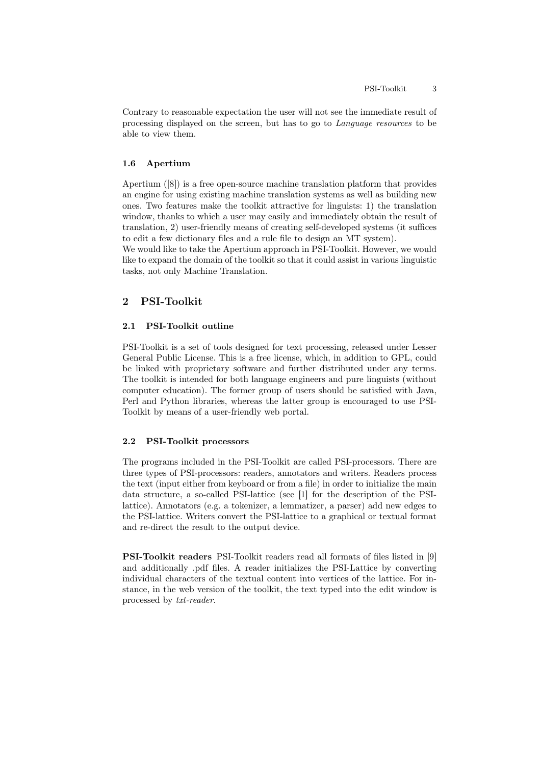Contrary to reasonable expectation the user will not see the immediate result of processing displayed on the screen, but has to go to *Language resources* to be able to view them.

### 1.6 Apertium

Apertium ([8]) is a free open-source machine translation platform that provides an engine for using existing machine translation systems as well as building new ones. Two features make the toolkit attractive for linguists: 1) the translation window, thanks to which a user may easily and immediately obtain the result of translation, 2) user-friendly means of creating self-developed systems (it suffices to edit a few dictionary files and a rule file to design an MT system).
We would like to take the Apertium approach in PSI-Toolkit. However, we would like to expand the domain of the toolkit so that it could assist in various linguistic tasks, not only Machine Translation.

## 2 PSI-Toolkit

### 2.1 PSI-Toolkit outline

PSI-Toolkit is a set of tools designed for text processing, released under Lesser General Public License. This is a free license, which, in addition to GPL, could be linked with proprietary software and further distributed under any terms. The toolkit is intended for both language engineers and pure linguists (without computer education). The former group of users should be satisfied with Java, Perl and Python libraries, whereas the latter group is encouraged to use PSI-Toolkit by means of a user-friendly web portal.

### 2.2 PSI-Toolkit processors

The programs included in the PSI-Toolkit are called PSI-processors. There are three types of PSI-processors: readers, annotators and writers. Readers process the text (input either from keyboard or from a file) in order to initialize the main data structure, a so-called PSI-lattice (see [1] for the description of the PSI-lattice). Annotators (e.g. a tokenizer, a lemmatizer, a parser) add new edges to the PSI-lattice. Writers convert the PSI-lattice to a graphical or textual format and re-direct the result to the output device.

**PSI-Toolkit readers** PSI-Toolkit readers read all formats of files listed in [9] and additionally .pdf files. A reader initializes the PSI-Lattice by converting individual characters of the textual content into vertices of the lattice. For instance, in the web version of the toolkit, the text typed into the edit window is processed by *txt-reader*.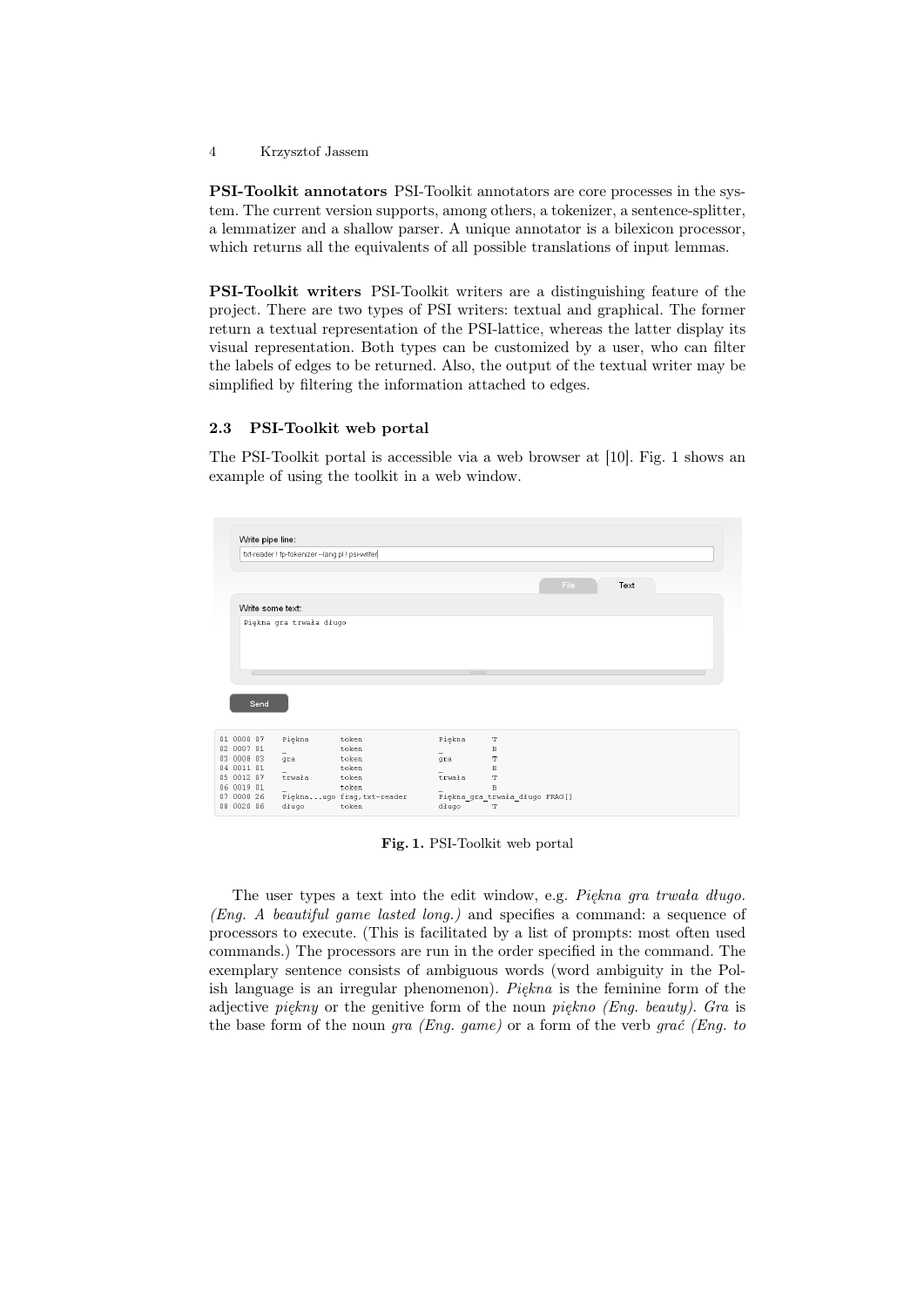**PSI-Toolkit annotators** PSI-Toolkit annotators are core processes in the system. The current version supports, among others, a tokenizer, a sentence-splitter, a lemmatizer and a shallow parser. A unique annotator is a bilexicon processor, which returns all the equivalents of all possible translations of input lemmas.

**PSI-Toolkit writers** PSI-Toolkit writers are a distinguishing feature of the project. There are two types of PSI writers: textual and graphical. The former return a textual representation of the PSI-lattice, whereas the latter display its visual representation. Both types can be customized by a user, who can filter the labels of edges to be returned. Also, the output of the textual writer may be simplified by filtering the information attached to edges.

### 2.3 PSI-Toolkit web portal

The PSI-Toolkit portal is accessible via a web browser at [10]. Fig. 1 shows an example of using the toolkit in a web window.

```
Write pipe line:
txt-reader ! tp-tokenizer --lang pl ! psi-writer

File    Text

Write some text:
Piękna gra trwała długo

Send

01 0000 07   Piękna       token                Piękna     T
02 0007 01   _            token                _          B
03 0008 03   gra          token                gra        T
04 0011 01   _            token                _          B
05 0012 07   trwała       token                trwała     T
06 0019 01   _            token                _          B
07 0000 26   Piękna...ugo frag,txt-reader      Piękna_gra_trwała_długo FRAG[]
08 0020 06   długo        token                długo      T
```

**Fig. 1.** PSI-Toolkit web portal

The user types a text into the edit window, e.g. *Piękna gra trwała długo. (Eng. A beautiful game lasted long.)* and specifies a command: a sequence of processors to execute. (This is facilitated by a list of prompts: most often used commands.) The processors are run in the order specified in the command. The exemplary sentence consists of ambiguous words (word ambiguity in the Polish language is an irregular phenomenon). *Piękna* is the feminine form of the adjective *piękny* or the genitive form of the noun *piękno (Eng. beauty)*. *Gra* is the base form of the noun *gra (Eng. game)* or a form of the verb *grać (Eng. to*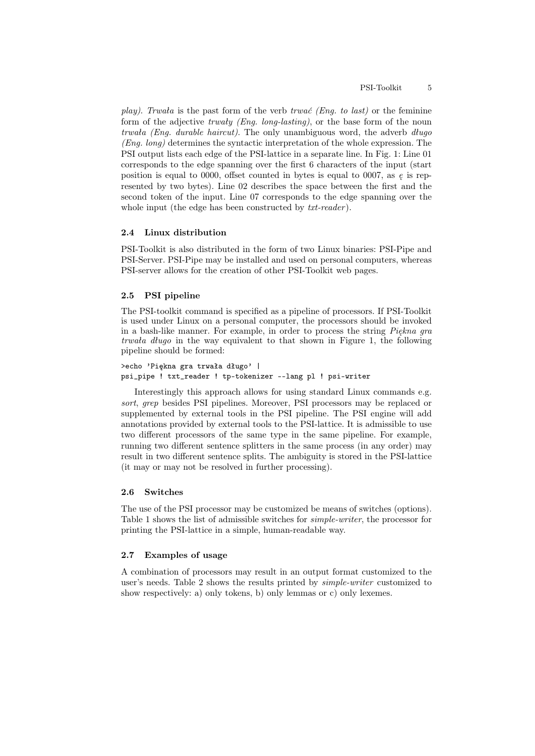*play). Trwała* is the past form of the verb *trwać (Eng. to last)* or the feminine form of the adjective *trwały (Eng. long-lasting)*, or the base form of the noun *trwała (Eng. durable haircut)*. The only unambiguous word, the adverb *długo (Eng. long)* determines the syntactic interpretation of the whole expression. The PSI output lists each edge of the PSI-lattice in a separate line. In Fig. 1: Line 01 corresponds to the edge spanning over the first 6 characters of the input (start position is equal to 0000, offset counted in bytes is equal to 0007, as *ę* is represented by two bytes). Line 02 describes the space between the first and the second token of the input. Line 07 corresponds to the edge spanning over the whole input (the edge has been constructed by *txt-reader*).

### 2.4 Linux distribution

PSI-Toolkit is also distributed in the form of two Linux binaries: PSI-Pipe and PSI-Server. PSI-Pipe may be installed and used on personal computers, whereas PSI-server allows for the creation of other PSI-Toolkit web pages.

### 2.5 PSI pipeline

The PSI-toolkit command is specified as a pipeline of processors. If PSI-Toolkit is used under Linux on a personal computer, the processors should be invoked in a bash-like manner. For example, in order to process the string *Piękna gra trwała długo* in the way equivalent to that shown in Figure 1, the following pipeline should be formed:

```
>echo 'Piękna gra trwała długo' |
psi_pipe ! txt_reader ! tp-tokenizer --lang pl ! psi-writer
```

Interestingly this approach allows for using standard Linux commands e.g. *sort*, *grep* besides PSI pipelines. Moreover, PSI processors may be replaced or supplemented by external tools in the PSI pipeline. The PSI engine will add annotations provided by external tools to the PSI-lattice. It is admissible to use two different processors of the same type in the same pipeline. For example, running two different sentence splitters in the same process (in any order) may result in two different sentence splits. The ambiguity is stored in the PSI-lattice (it may or may not be resolved in further processing).

### 2.6 Switches

The use of the PSI processor may be customized be means of switches (options). Table 1 shows the list of admissible switches for *simple-writer*, the processor for printing the PSI-lattice in a simple, human-readable way.

### 2.7 Examples of usage

A combination of processors may result in an output format customized to the user's needs. Table 2 shows the results printed by *simple-writer* customized to show respectively: a) only tokens, b) only lemmas or c) only lexemes.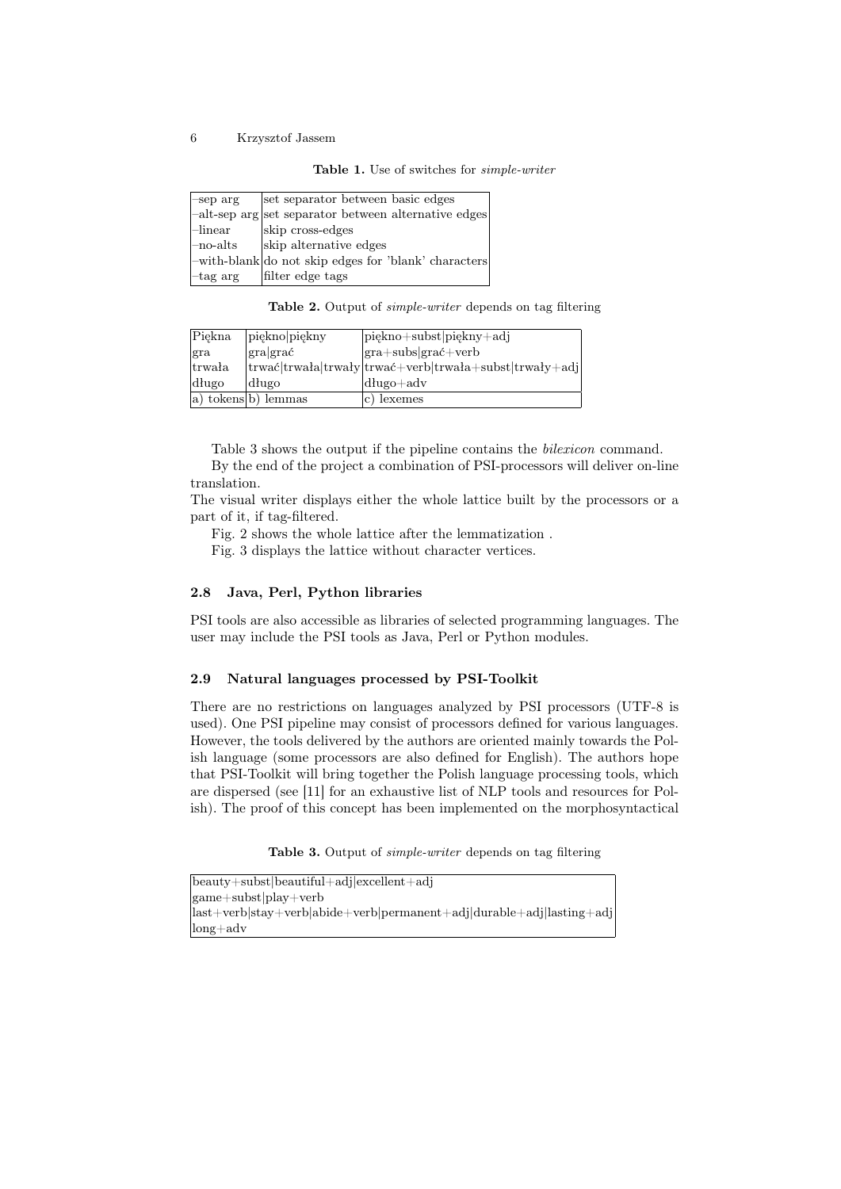**Table 1.** Use of switches for *simple-writer*

| | |
|---|---|
| –sep arg | set separator between basic edges |
| –alt-sep arg | set separator between alternative edges |
| –linear | skip cross-edges |
| –no-alts | skip alternative edges |
| –with-blank | do not skip edges for 'blank' characters |
| –tag arg | filter edge tags |

**Table 2.** Output of *simple-writer* depends on tag filtering

| | | |
|---|---|---|
| Piękna | piękno\|piękny | piękno+subst\|piękny+adj |
| gra | gra\|grać | gra+subs\|grać+verb |
| trwała | trwać\|trwała\|trwały | trwać+verb\|trwała+subst\|trwały+adj |
| długo | długo | długo+adv |
| a) tokens | b) lemmas | c) lexemes |

Table 3 shows the output if the pipeline contains the *bilexicon* command.

By the end of the project a combination of PSI-processors will deliver on-line translation.

The visual writer displays either the whole lattice built by the processors or a part of it, if tag-filtered.

Fig. 2 shows the whole lattice after the lemmatization .

Fig. 3 displays the lattice without character vertices.

### 2.8 Java, Perl, Python libraries

PSI tools are also accessible as libraries of selected programming languages. The user may include the PSI tools as Java, Perl or Python modules.

### 2.9 Natural languages processed by PSI-Toolkit

There are no restrictions on languages analyzed by PSI processors (UTF-8 is used). One PSI pipeline may consist of processors defined for various languages. However, the tools delivered by the authors are oriented mainly towards the Polish language (some processors are also defined for English). The authors hope that PSI-Toolkit will bring together the Polish language processing tools, which are dispersed (see [11] for an exhaustive list of NLP tools and resources for Polish). The proof of this concept has been implemented on the morphosyntactical

**Table 3.** Output of *simple-writer* depends on tag filtering

| |
|---|
| beauty+subst\|beautiful+adj\|excellent+adj |
| game+subst\|play+verb |
| last+verb\|stay+verb\|abide+verb\|permanent+adj\|durable+adj\|lasting+adj |
| long+adv |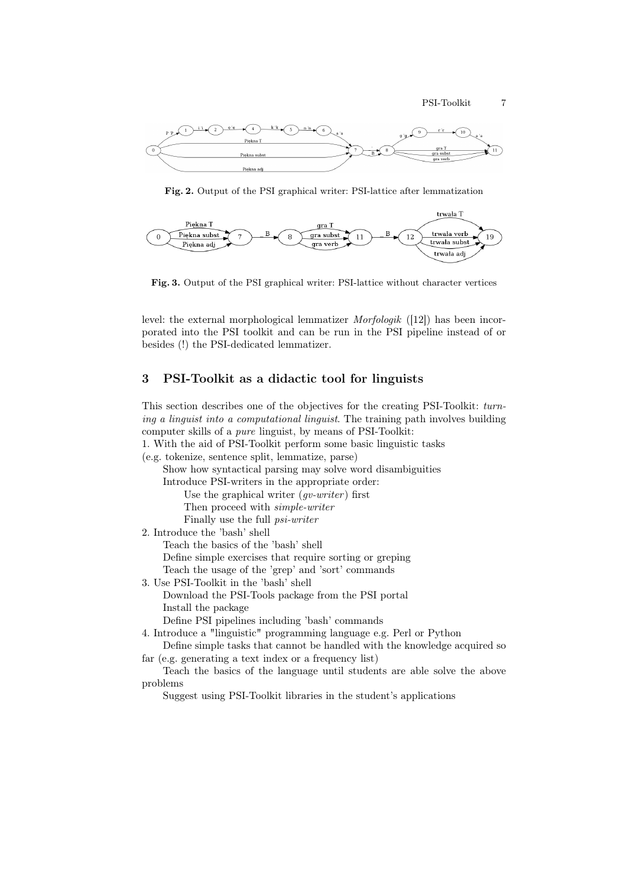Fig. 2. Output of the PSI graphical writer: PSI-lattice after lemmatization

Fig. 3. Output of the PSI graphical writer: PSI-lattice without character vertices

level: the external morphological lemmatizer *Morfologik* ([12]) has been incorporated into the PSI toolkit and can be run in the PSI pipeline instead of or besides (!) the PSI-dedicated lemmatizer.

## 3 PSI-Toolkit as a didactic tool for linguists

This section describes one of the objectives for the creating PSI-Toolkit: *turning a linguist into a computational linguist*. The training path involves building computer skills of a *pure* linguist, by means of PSI-Toolkit:

1. With the aid of PSI-Toolkit perform some basic linguistic tasks (e.g. tokenize, sentence split, lemmatize, parse)
   - Show how syntactical parsing may solve word disambiguities
   - Introduce PSI-writers in the appropriate order:
     - Use the graphical writer (*gv-writer*) first
     - Then proceed with *simple-writer*
     - Finally use the full *psi-writer*
2. Introduce the 'bash' shell
   - Teach the basics of the 'bash' shell
   - Define simple exercises that require sorting or greping
   - Teach the usage of the 'grep' and 'sort' commands
3. Use PSI-Toolkit in the 'bash' shell
   - Download the PSI-Tools package from the PSI portal
   - Install the package
   - Define PSI pipelines including 'bash' commands
4. Introduce a "linguistic" programming language e.g. Perl or Python
   - Define simple tasks that cannot be handled with the knowledge acquired so far (e.g. generating a text index or a frequency list)
   - Teach the basics of the language until students are able solve the above problems
   - Suggest using PSI-Toolkit libraries in the student's applications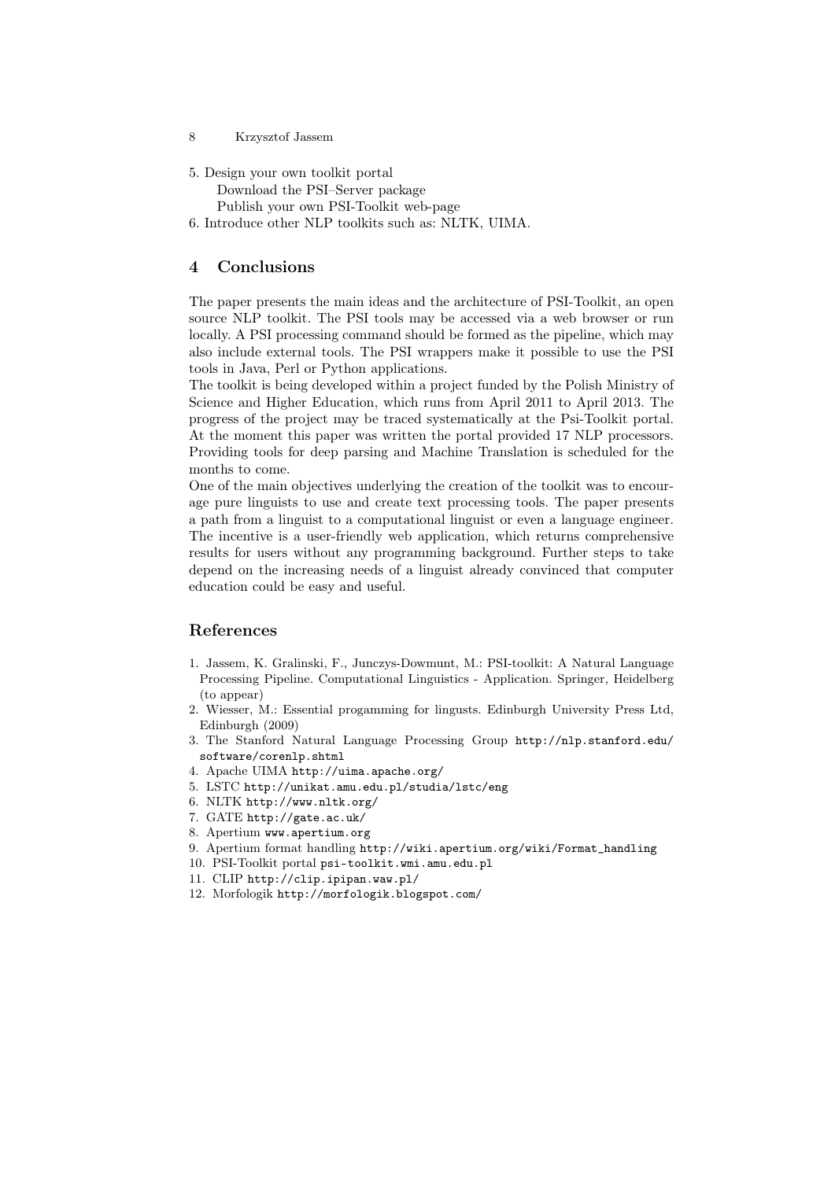5. Design your own toolkit portal
   Download the PSI–Server package
   Publish your own PSI-Toolkit web-page
6. Introduce other NLP toolkits such as: NLTK, UIMA.

## 4 Conclusions

The paper presents the main ideas and the architecture of PSI-Toolkit, an open source NLP toolkit. The PSI tools may be accessed via a web browser or run locally. A PSI processing command should be formed as the pipeline, which may also include external tools. The PSI wrappers make it possible to use the PSI tools in Java, Perl or Python applications.
The toolkit is being developed within a project funded by the Polish Ministry of Science and Higher Education, which runs from April 2011 to April 2013. The progress of the project may be traced systematically at the Psi-Toolkit portal. At the moment this paper was written the portal provided 17 NLP processors. Providing tools for deep parsing and Machine Translation is scheduled for the months to come.
One of the main objectives underlying the creation of the toolkit was to encourage pure linguists to use and create text processing tools. The paper presents a path from a linguist to a computational linguist or even a language engineer. The incentive is a user-friendly web application, which returns comprehensive results for users without any programming background. Further steps to take depend on the increasing needs of a linguist already convinced that computer education could be easy and useful.

## References

1. Jassem, K. Gralinski, F., Junczys-Dowmunt, M.: PSI-toolkit: A Natural Language Processing Pipeline. Computational Linguistics - Application. Springer, Heidelberg (to appear)
2. Wiesser, M.: Essential progamming for lingusts. Edinburgh University Press Ltd, Edinburgh (2009)
3. The Stanford Natural Language Processing Group `http://nlp.stanford.edu/software/corenlp.shtml`
4. Apache UIMA `http://uima.apache.org/`
5. LSTC `http://unikat.amu.edu.pl/studia/lstc/eng`
6. NLTK `http://www.nltk.org/`
7. GATE `http://gate.ac.uk/`
8. Apertium `www.apertium.org`
9. Apertium format handling `http://wiki.apertium.org/wiki/Format_handling`
10. PSI-Toolkit portal `psi-toolkit.wmi.amu.edu.pl`
11. CLIP `http://clip.ipipan.waw.pl/`
12. Morfologik `http://morfologik.blogspot.com/`